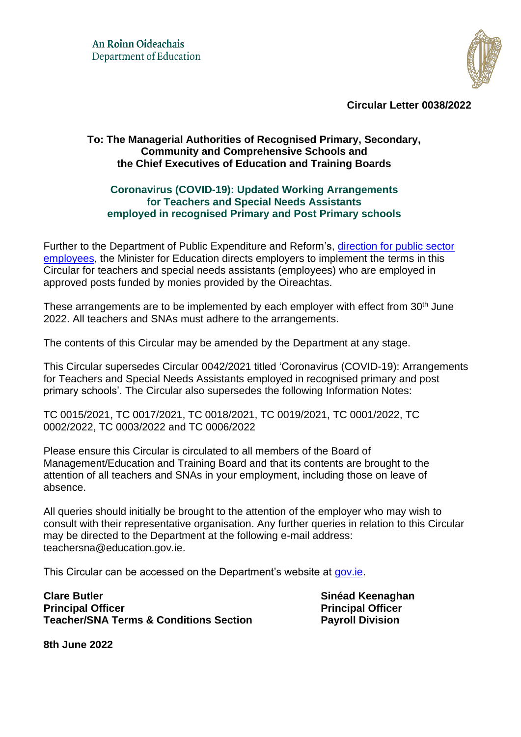An Roinn Oideachais
Department of Education

**Circular Letter 0038/2022**

**To: The Managerial Authorities of Recognised Primary, Secondary, Community and Comprehensive Schools and the Chief Executives of Education and Training Boards**

## Coronavirus (COVID-19): Updated Working Arrangements for Teachers and Special Needs Assistants employed in recognised Primary and Post Primary schools

Further to the Department of Public Expenditure and Reform's, direction for public sector employees, the Minister for Education directs employers to implement the terms in this Circular for teachers and special needs assistants (employees) who are employed in approved posts funded by monies provided by the Oireachtas.

These arrangements are to be implemented by each employer with effect from 30th June 2022. All teachers and SNAs must adhere to the arrangements.

The contents of this Circular may be amended by the Department at any stage.

This Circular supersedes Circular 0042/2021 titled 'Coronavirus (COVID-19): Arrangements for Teachers and Special Needs Assistants employed in recognised primary and post primary schools'. The Circular also supersedes the following Information Notes:

TC 0015/2021, TC 0017/2021, TC 0018/2021, TC 0019/2021, TC 0001/2022, TC 0002/2022, TC 0003/2022 and TC 0006/2022

Please ensure this Circular is circulated to all members of the Board of Management/Education and Training Board and that its contents are brought to the attention of all teachers and SNAs in your employment, including those on leave of absence.

All queries should initially be brought to the attention of the employer who may wish to consult with their representative organisation. Any further queries in relation to this Circular may be directed to the Department at the following e-mail address: teachersna@education.gov.ie.

This Circular can be accessed on the Department's website at gov.ie.

**Clare Butler**
**Principal Officer**
**Teacher/SNA Terms & Conditions Section**

**Sinéad Keenaghan**
**Principal Officer**
**Payroll Division**

**8th June 2022**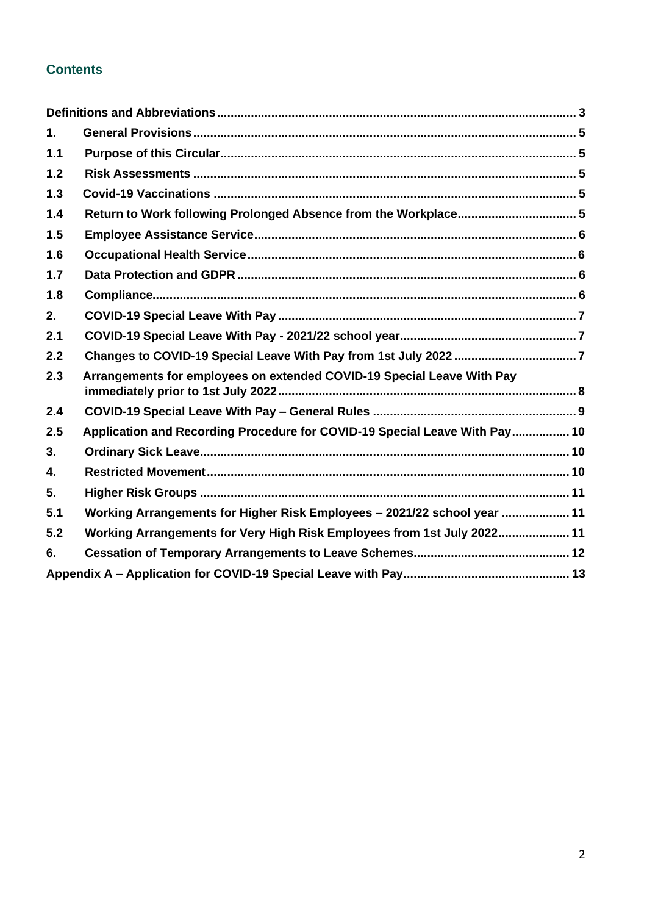## Contents

| | | |
|---|---|---|
| Definitions and Abbreviations | | 3 |
| 1. | General Provisions | 5 |
| 1.1 | Purpose of this Circular | 5 |
| 1.2 | Risk Assessments | 5 |
| 1.3 | Covid-19 Vaccinations | 5 |
| 1.4 | Return to Work following Prolonged Absence from the Workplace | 5 |
| 1.5 | Employee Assistance Service | 6 |
| 1.6 | Occupational Health Service | 6 |
| 1.7 | Data Protection and GDPR | 6 |
| 1.8 | Compliance | 6 |
| 2. | COVID-19 Special Leave With Pay | 7 |
| 2.1 | COVID-19 Special Leave With Pay - 2021/22 school year | 7 |
| 2.2 | Changes to COVID-19 Special Leave With Pay from 1st July 2022 | 7 |
| 2.3 | Arrangements for employees on extended COVID-19 Special Leave With Pay immediately prior to 1st July 2022 | 8 |
| 2.4 | COVID-19 Special Leave With Pay – General Rules | 9 |
| 2.5 | Application and Recording Procedure for COVID-19 Special Leave With Pay | 10 |
| 3. | Ordinary Sick Leave | 10 |
| 4. | Restricted Movement | 10 |
| 5. | Higher Risk Groups | 11 |
| 5.1 | Working Arrangements for Higher Risk Employees – 2021/22 school year | 11 |
| 5.2 | Working Arrangements for Very High Risk Employees from 1st July 2022 | 11 |
| 6. | Cessation of Temporary Arrangements to Leave Schemes | 12 |
| Appendix A – Application for COVID-19 Special Leave with Pay | | 13 |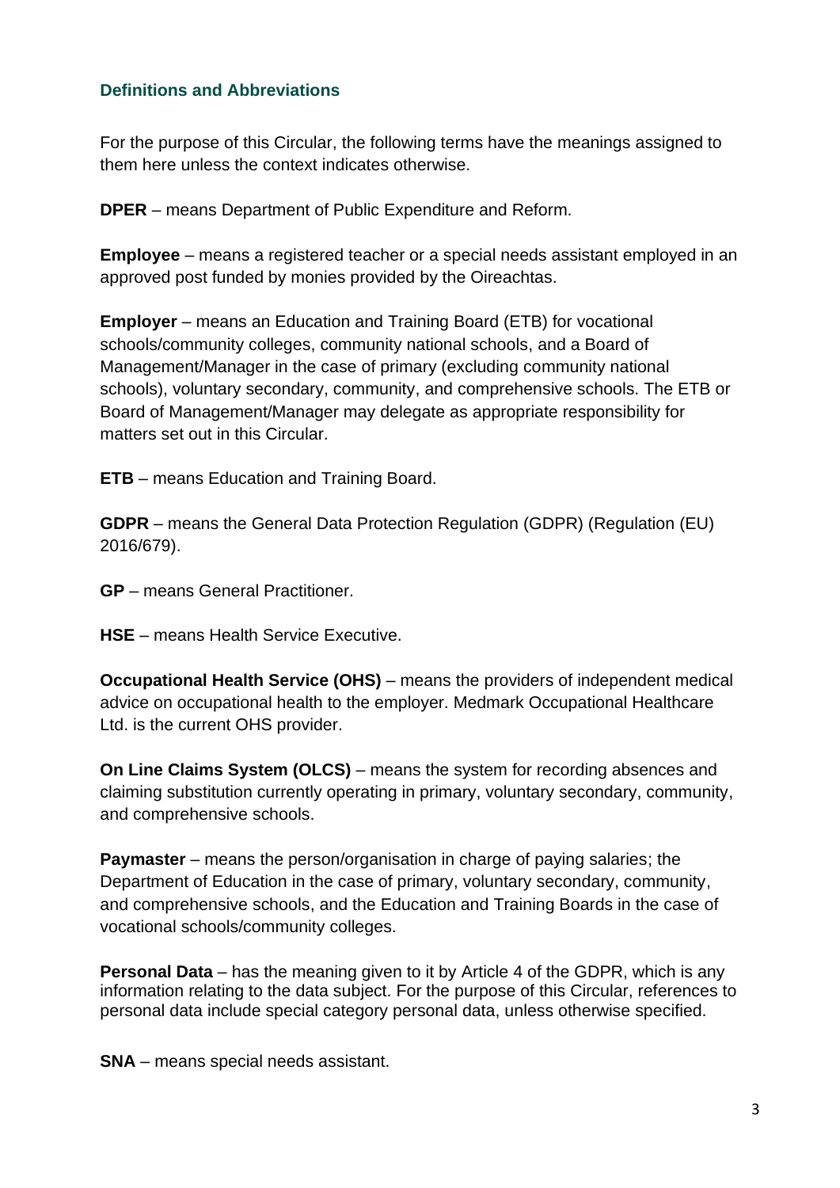## Definitions and Abbreviations

For the purpose of this Circular, the following terms have the meanings assigned to them here unless the context indicates otherwise.

**DPER** – means Department of Public Expenditure and Reform.

**Employee** – means a registered teacher or a special needs assistant employed in an approved post funded by monies provided by the Oireachtas.

**Employer** – means an Education and Training Board (ETB) for vocational schools/community colleges, community national schools, and a Board of Management/Manager in the case of primary (excluding community national schools), voluntary secondary, community, and comprehensive schools. The ETB or Board of Management/Manager may delegate as appropriate responsibility for matters set out in this Circular.

**ETB** – means Education and Training Board.

**GDPR** – means the General Data Protection Regulation (GDPR) (Regulation (EU) 2016/679).

**GP** – means General Practitioner.

**HSE** – means Health Service Executive.

**Occupational Health Service (OHS)** – means the providers of independent medical advice on occupational health to the employer. Medmark Occupational Healthcare Ltd. is the current OHS provider.

**On Line Claims System (OLCS)** – means the system for recording absences and claiming substitution currently operating in primary, voluntary secondary, community, and comprehensive schools.

**Paymaster** – means the person/organisation in charge of paying salaries; the Department of Education in the case of primary, voluntary secondary, community, and comprehensive schools, and the Education and Training Boards in the case of vocational schools/community colleges.

**Personal Data** – has the meaning given to it by Article 4 of the GDPR, which is any information relating to the data subject. For the purpose of this Circular, references to personal data include special category personal data, unless otherwise specified.

**SNA** – means special needs assistant.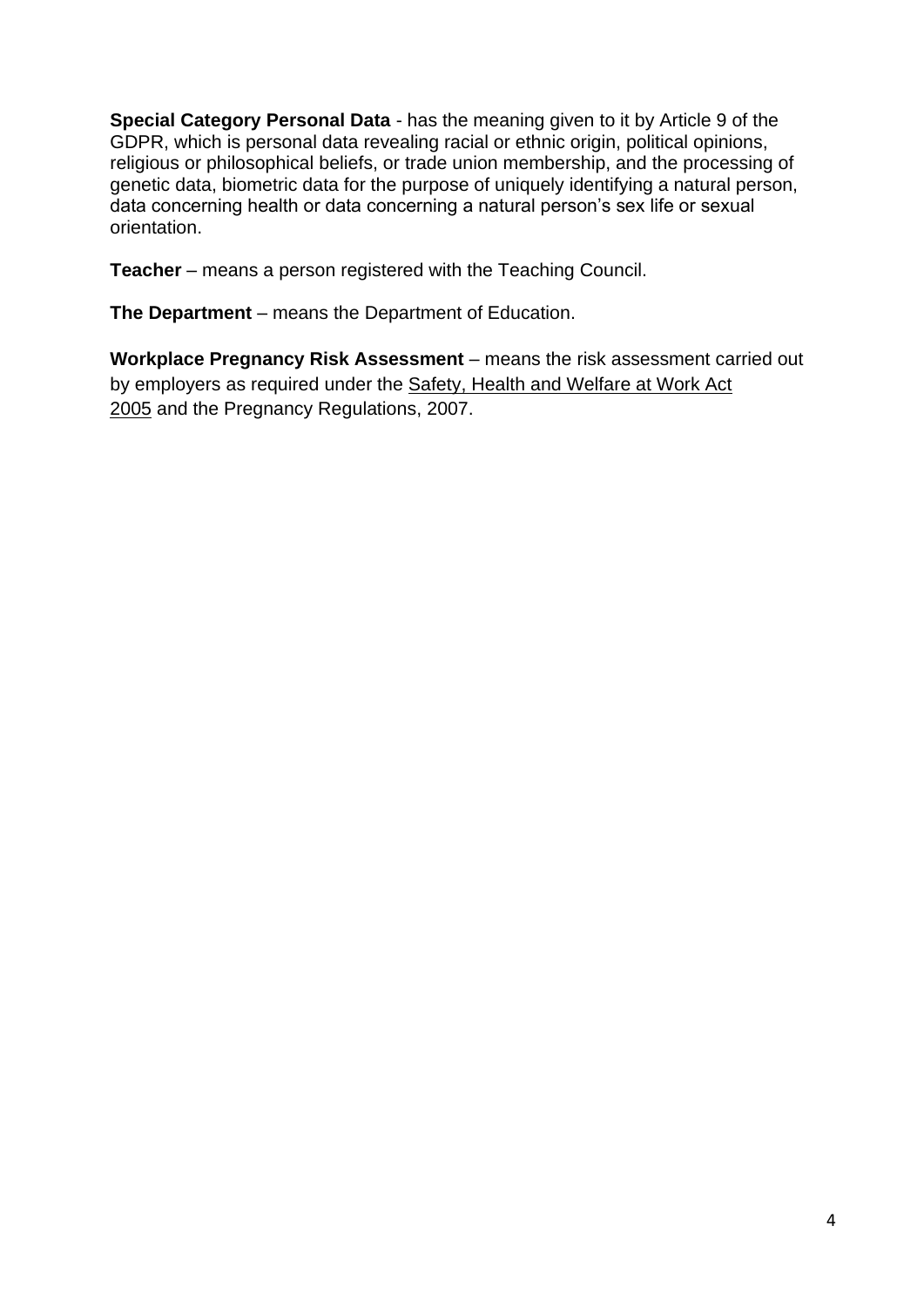**Special Category Personal Data** - has the meaning given to it by Article 9 of the GDPR, which is personal data revealing racial or ethnic origin, political opinions, religious or philosophical beliefs, or trade union membership, and the processing of genetic data, biometric data for the purpose of uniquely identifying a natural person, data concerning health or data concerning a natural person's sex life or sexual orientation.

**Teacher** – means a person registered with the Teaching Council.

**The Department** – means the Department of Education.

**Workplace Pregnancy Risk Assessment** – means the risk assessment carried out by employers as required under the Safety, Health and Welfare at Work Act 2005 and the Pregnancy Regulations, 2007.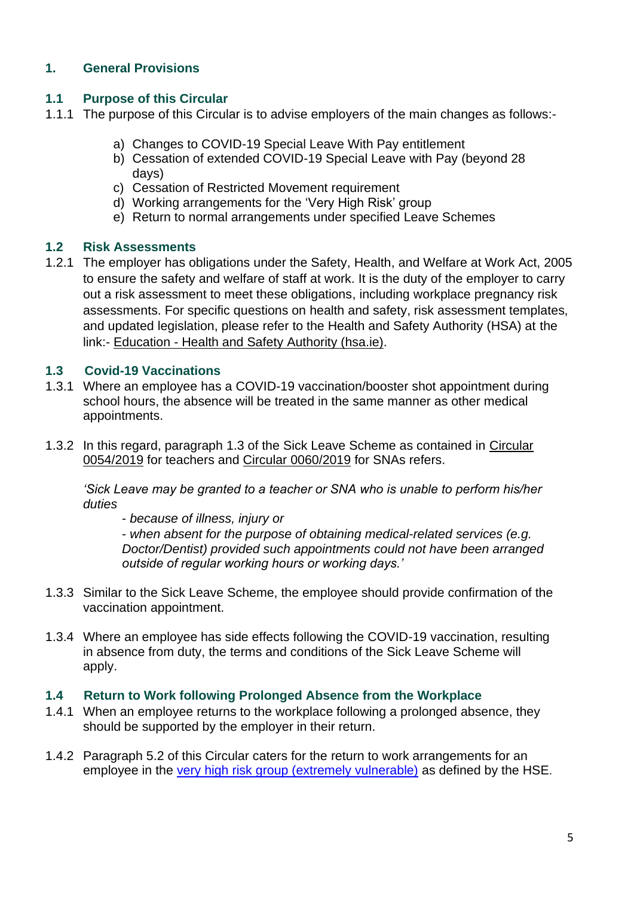## 1. General Provisions

### 1.1 Purpose of this Circular

1.1.1 The purpose of this Circular is to advise employers of the main changes as follows:-

a) Changes to COVID-19 Special Leave With Pay entitlement
b) Cessation of extended COVID-19 Special Leave with Pay (beyond 28 days)
c) Cessation of Restricted Movement requirement
d) Working arrangements for the 'Very High Risk' group
e) Return to normal arrangements under specified Leave Schemes

### 1.2 Risk Assessments

1.2.1 The employer has obligations under the Safety, Health, and Welfare at Work Act, 2005 to ensure the safety and welfare of staff at work. It is the duty of the employer to carry out a risk assessment to meet these obligations, including workplace pregnancy risk assessments. For specific questions on health and safety, risk assessment templates, and updated legislation, please refer to the Health and Safety Authority (HSA) at the link:- Education - Health and Safety Authority (hsa.ie).

### 1.3 Covid-19 Vaccinations

1.3.1 Where an employee has a COVID-19 vaccination/booster shot appointment during school hours, the absence will be treated in the same manner as other medical appointments.

1.3.2 In this regard, paragraph 1.3 of the Sick Leave Scheme as contained in Circular 0054/2019 for teachers and Circular 0060/2019 for SNAs refers.

*'Sick Leave may be granted to a teacher or SNA who is unable to perform his/her duties*

*- because of illness, injury or*

*- when absent for the purpose of obtaining medical-related services (e.g. Doctor/Dentist) provided such appointments could not have been arranged outside of regular working hours or working days.'*

1.3.3 Similar to the Sick Leave Scheme, the employee should provide confirmation of the vaccination appointment.

1.3.4 Where an employee has side effects following the COVID-19 vaccination, resulting in absence from duty, the terms and conditions of the Sick Leave Scheme will apply.

### 1.4 Return to Work following Prolonged Absence from the Workplace

1.4.1 When an employee returns to the workplace following a prolonged absence, they should be supported by the employer in their return.

1.4.2 Paragraph 5.2 of this Circular caters for the return to work arrangements for an employee in the very high risk group (extremely vulnerable) as defined by the HSE.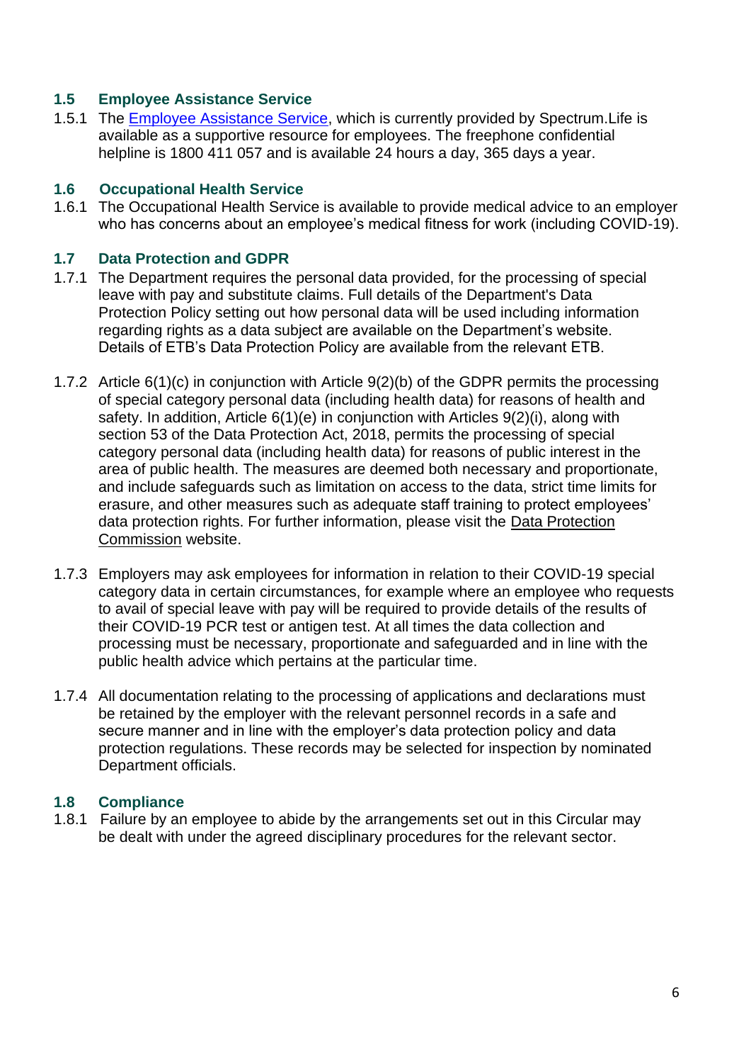### 1.5 Employee Assistance Service

1.5.1 The Employee Assistance Service, which is currently provided by Spectrum.Life is available as a supportive resource for employees. The freephone confidential helpline is 1800 411 057 and is available 24 hours a day, 365 days a year.

### 1.6 Occupational Health Service

1.6.1 The Occupational Health Service is available to provide medical advice to an employer who has concerns about an employee's medical fitness for work (including COVID-19).

### 1.7 Data Protection and GDPR

1.7.1 The Department requires the personal data provided, for the processing of special leave with pay and substitute claims. Full details of the Department's Data Protection Policy setting out how personal data will be used including information regarding rights as a data subject are available on the Department's website. Details of ETB's Data Protection Policy are available from the relevant ETB.

1.7.2 Article 6(1)(c) in conjunction with Article 9(2)(b) of the GDPR permits the processing of special category personal data (including health data) for reasons of health and safety. In addition, Article 6(1)(e) in conjunction with Articles 9(2)(i), along with section 53 of the Data Protection Act, 2018, permits the processing of special category personal data (including health data) for reasons of public interest in the area of public health. The measures are deemed both necessary and proportionate, and include safeguards such as limitation on access to the data, strict time limits for erasure, and other measures such as adequate staff training to protect employees' data protection rights. For further information, please visit the Data Protection Commission website.

1.7.3 Employers may ask employees for information in relation to their COVID-19 special category data in certain circumstances, for example where an employee who requests to avail of special leave with pay will be required to provide details of the results of their COVID-19 PCR test or antigen test. At all times the data collection and processing must be necessary, proportionate and safeguarded and in line with the public health advice which pertains at the particular time.

1.7.4 All documentation relating to the processing of applications and declarations must be retained by the employer with the relevant personnel records in a safe and secure manner and in line with the employer's data protection policy and data protection regulations. These records may be selected for inspection by nominated Department officials.

### 1.8 Compliance

1.8.1 Failure by an employee to abide by the arrangements set out in this Circular may be dealt with under the agreed disciplinary procedures for the relevant sector.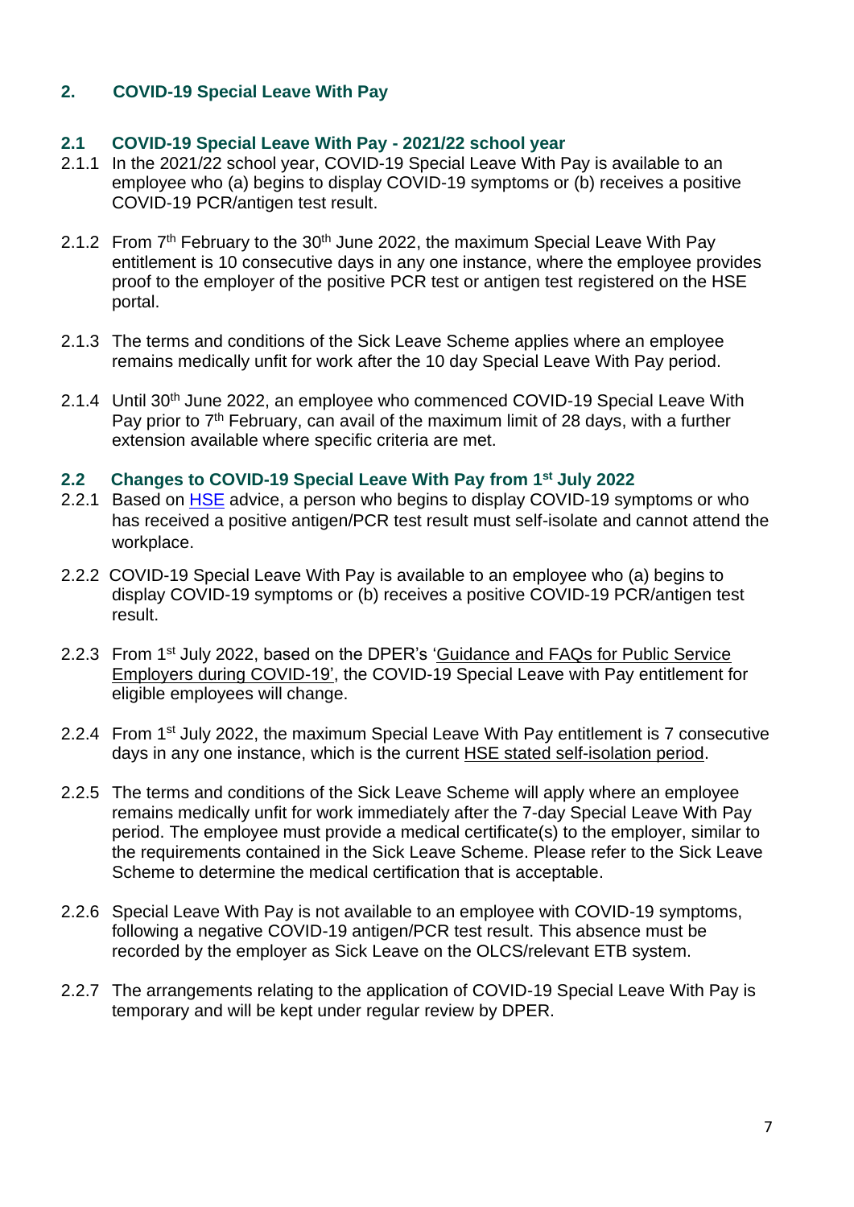## 2. COVID-19 Special Leave With Pay

### 2.1 COVID-19 Special Leave With Pay - 2021/22 school year

2.1.1 In the 2021/22 school year, COVID-19 Special Leave With Pay is available to an employee who (a) begins to display COVID-19 symptoms or (b) receives a positive COVID-19 PCR/antigen test result.

2.1.2 From 7th February to the 30th June 2022, the maximum Special Leave With Pay entitlement is 10 consecutive days in any one instance, where the employee provides proof to the employer of the positive PCR test or antigen test registered on the HSE portal.

2.1.3 The terms and conditions of the Sick Leave Scheme applies where an employee remains medically unfit for work after the 10 day Special Leave With Pay period.

2.1.4 Until 30th June 2022, an employee who commenced COVID-19 Special Leave With Pay prior to 7th February, can avail of the maximum limit of 28 days, with a further extension available where specific criteria are met.

### 2.2 Changes to COVID-19 Special Leave With Pay from 1st July 2022

2.2.1 Based on HSE advice, a person who begins to display COVID-19 symptoms or who has received a positive antigen/PCR test result must self-isolate and cannot attend the workplace.

2.2.2 COVID-19 Special Leave With Pay is available to an employee who (a) begins to display COVID-19 symptoms or (b) receives a positive COVID-19 PCR/antigen test result.

2.2.3 From 1st July 2022, based on the DPER's 'Guidance and FAQs for Public Service Employers during COVID-19', the COVID-19 Special Leave with Pay entitlement for eligible employees will change.

2.2.4 From 1st July 2022, the maximum Special Leave With Pay entitlement is 7 consecutive days in any one instance, which is the current HSE stated self-isolation period.

2.2.5 The terms and conditions of the Sick Leave Scheme will apply where an employee remains medically unfit for work immediately after the 7-day Special Leave With Pay period. The employee must provide a medical certificate(s) to the employer, similar to the requirements contained in the Sick Leave Scheme. Please refer to the Sick Leave Scheme to determine the medical certification that is acceptable.

2.2.6 Special Leave With Pay is not available to an employee with COVID-19 symptoms, following a negative COVID-19 antigen/PCR test result. This absence must be recorded by the employer as Sick Leave on the OLCS/relevant ETB system.

2.2.7 The arrangements relating to the application of COVID-19 Special Leave With Pay is temporary and will be kept under regular review by DPER.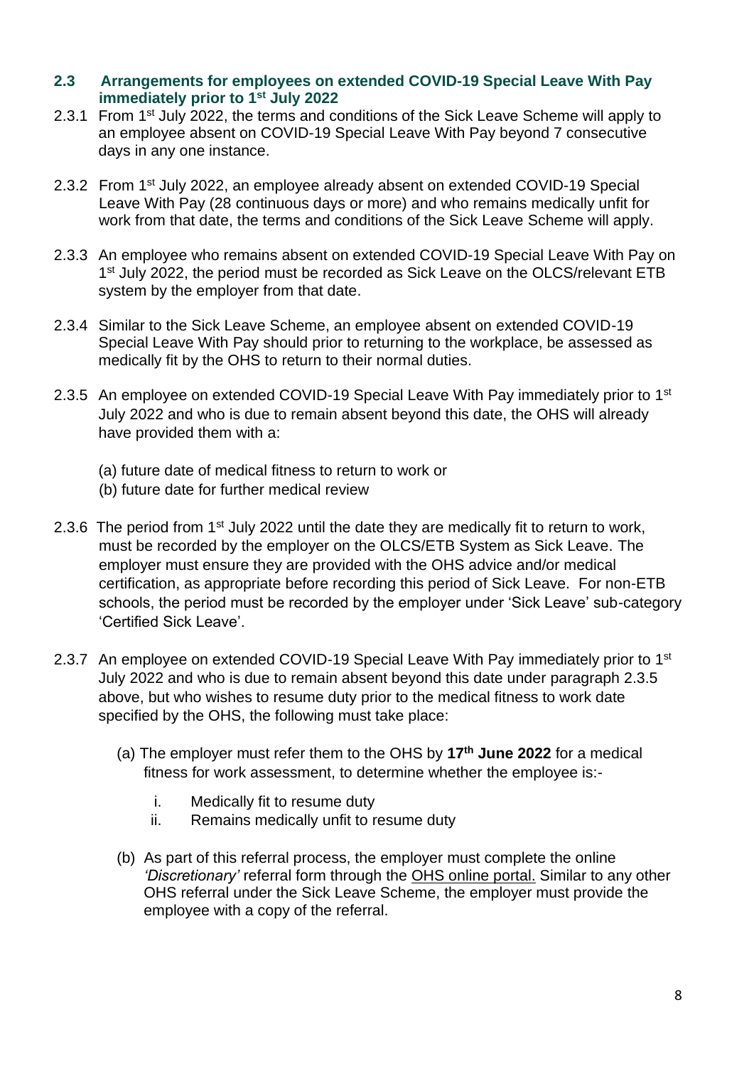### 2.3 Arrangements for employees on extended COVID-19 Special Leave With Pay immediately prior to 1st July 2022

2.3.1 From 1st July 2022, the terms and conditions of the Sick Leave Scheme will apply to an employee absent on COVID-19 Special Leave With Pay beyond 7 consecutive days in any one instance.

2.3.2 From 1st July 2022, an employee already absent on extended COVID-19 Special Leave With Pay (28 continuous days or more) and who remains medically unfit for work from that date, the terms and conditions of the Sick Leave Scheme will apply.

2.3.3 An employee who remains absent on extended COVID-19 Special Leave With Pay on 1st July 2022, the period must be recorded as Sick Leave on the OLCS/relevant ETB system by the employer from that date.

2.3.4 Similar to the Sick Leave Scheme, an employee absent on extended COVID-19 Special Leave With Pay should prior to returning to the workplace, be assessed as medically fit by the OHS to return to their normal duties.

2.3.5 An employee on extended COVID-19 Special Leave With Pay immediately prior to 1st July 2022 and who is due to remain absent beyond this date, the OHS will already have provided them with a:

(a) future date of medical fitness to return to work or
(b) future date for further medical review

2.3.6 The period from 1st July 2022 until the date they are medically fit to return to work, must be recorded by the employer on the OLCS/ETB System as Sick Leave. The employer must ensure they are provided with the OHS advice and/or medical certification, as appropriate before recording this period of Sick Leave. For non-ETB schools, the period must be recorded by the employer under 'Sick Leave' sub-category 'Certified Sick Leave'.

2.3.7 An employee on extended COVID-19 Special Leave With Pay immediately prior to 1st July 2022 and who is due to remain absent beyond this date under paragraph 2.3.5 above, but who wishes to resume duty prior to the medical fitness to work date specified by the OHS, the following must take place:

(a) The employer must refer them to the OHS by **17th June 2022** for a medical fitness for work assessment, to determine whether the employee is:-

i. Medically fit to resume duty
ii. Remains medically unfit to resume duty

(b) As part of this referral process, the employer must complete the online *'Discretionary'* referral form through the OHS online portal. Similar to any other OHS referral under the Sick Leave Scheme, the employer must provide the employee with a copy of the referral.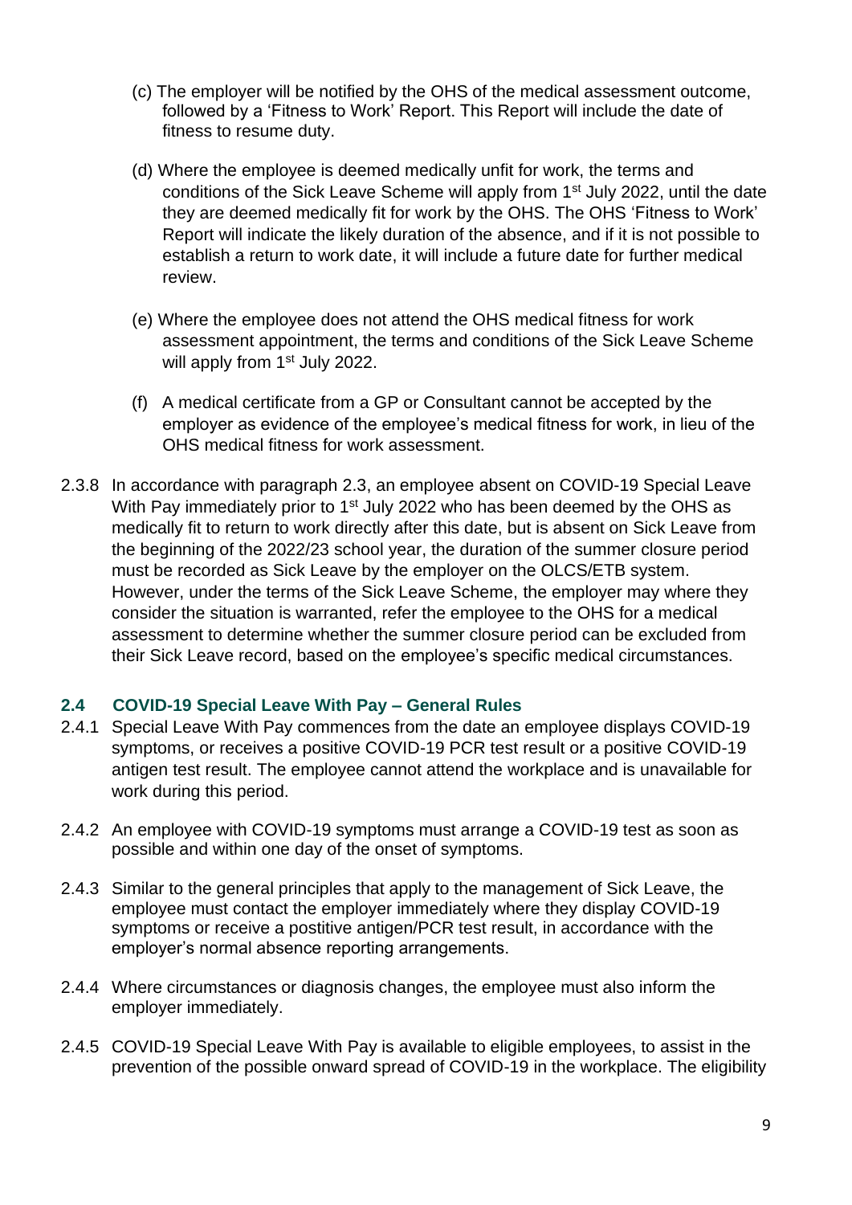(c) The employer will be notified by the OHS of the medical assessment outcome, followed by a 'Fitness to Work' Report. This Report will include the date of fitness to resume duty.

(d) Where the employee is deemed medically unfit for work, the terms and conditions of the Sick Leave Scheme will apply from 1st July 2022, until the date they are deemed medically fit for work by the OHS. The OHS 'Fitness to Work' Report will indicate the likely duration of the absence, and if it is not possible to establish a return to work date, it will include a future date for further medical review.

(e) Where the employee does not attend the OHS medical fitness for work assessment appointment, the terms and conditions of the Sick Leave Scheme will apply from 1st July 2022.

(f) A medical certificate from a GP or Consultant cannot be accepted by the employer as evidence of the employee's medical fitness for work, in lieu of the OHS medical fitness for work assessment.

2.3.8 In accordance with paragraph 2.3, an employee absent on COVID-19 Special Leave With Pay immediately prior to 1st July 2022 who has been deemed by the OHS as medically fit to return to work directly after this date, but is absent on Sick Leave from the beginning of the 2022/23 school year, the duration of the summer closure period must be recorded as Sick Leave by the employer on the OLCS/ETB system. However, under the terms of the Sick Leave Scheme, the employer may where they consider the situation is warranted, refer the employee to the OHS for a medical assessment to determine whether the summer closure period can be excluded from their Sick Leave record, based on the employee's specific medical circumstances.

### 2.4 COVID-19 Special Leave With Pay – General Rules

2.4.1 Special Leave With Pay commences from the date an employee displays COVID-19 symptoms, or receives a positive COVID-19 PCR test result or a positive COVID-19 antigen test result. The employee cannot attend the workplace and is unavailable for work during this period.

2.4.2 An employee with COVID-19 symptoms must arrange a COVID-19 test as soon as possible and within one day of the onset of symptoms.

2.4.3 Similar to the general principles that apply to the management of Sick Leave, the employee must contact the employer immediately where they display COVID-19 symptoms or receive a postitive antigen/PCR test result, in accordance with the employer's normal absence reporting arrangements.

2.4.4 Where circumstances or diagnosis changes, the employee must also inform the employer immediately.

2.4.5 COVID-19 Special Leave With Pay is available to eligible employees, to assist in the prevention of the possible onward spread of COVID-19 in the workplace. The eligibility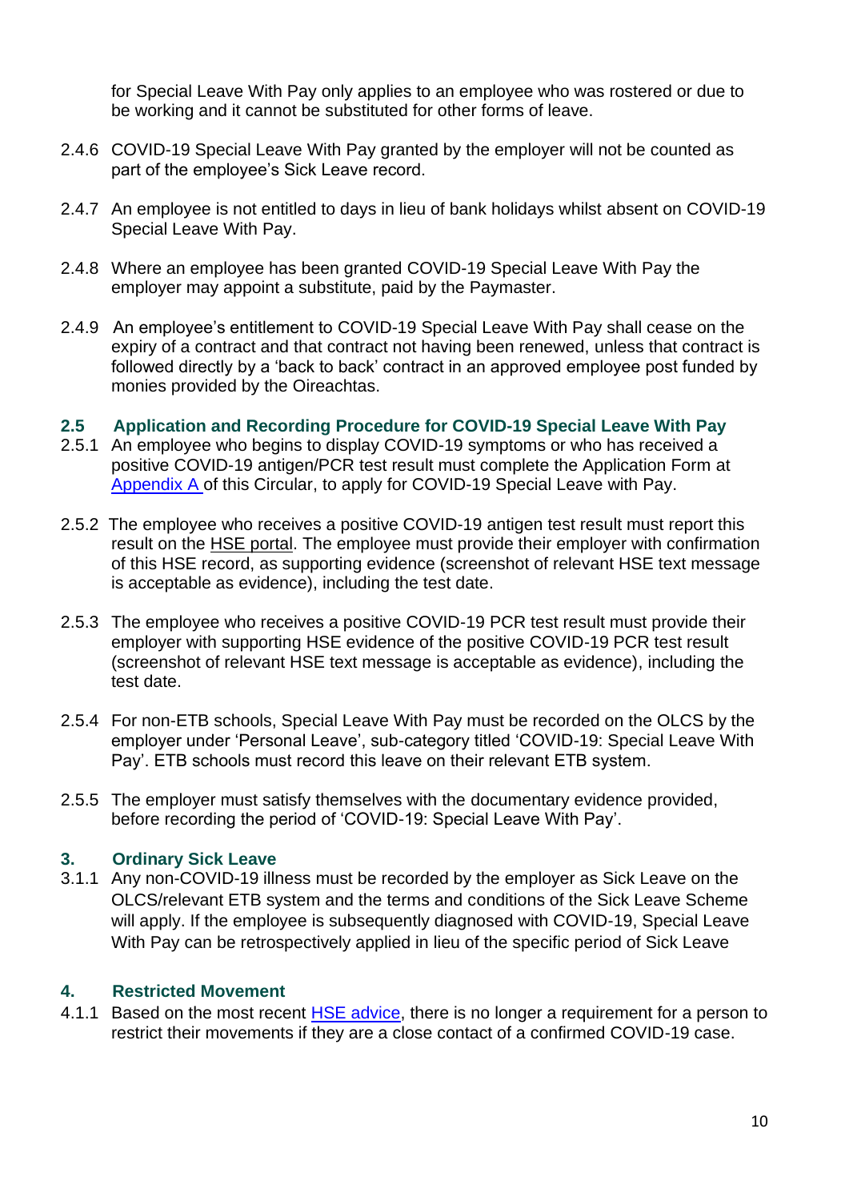for Special Leave With Pay only applies to an employee who was rostered or due to be working and it cannot be substituted for other forms of leave.

2.4.6 COVID-19 Special Leave With Pay granted by the employer will not be counted as part of the employee's Sick Leave record.

2.4.7 An employee is not entitled to days in lieu of bank holidays whilst absent on COVID-19 Special Leave With Pay.

2.4.8 Where an employee has been granted COVID-19 Special Leave With Pay the employer may appoint a substitute, paid by the Paymaster.

2.4.9 An employee's entitlement to COVID-19 Special Leave With Pay shall cease on the expiry of a contract and that contract not having been renewed, unless that contract is followed directly by a 'back to back' contract in an approved employee post funded by monies provided by the Oireachtas.

## 2.5 Application and Recording Procedure for COVID-19 Special Leave With Pay

2.5.1 An employee who begins to display COVID-19 symptoms or who has received a positive COVID-19 antigen/PCR test result must complete the Application Form at Appendix A of this Circular, to apply for COVID-19 Special Leave with Pay.

2.5.2 The employee who receives a positive COVID-19 antigen test result must report this result on the HSE portal. The employee must provide their employer with confirmation of this HSE record, as supporting evidence (screenshot of relevant HSE text message is acceptable as evidence), including the test date.

2.5.3 The employee who receives a positive COVID-19 PCR test result must provide their employer with supporting HSE evidence of the positive COVID-19 PCR test result (screenshot of relevant HSE text message is acceptable as evidence), including the test date.

2.5.4 For non-ETB schools, Special Leave With Pay must be recorded on the OLCS by the employer under 'Personal Leave', sub-category titled 'COVID-19: Special Leave With Pay'. ETB schools must record this leave on their relevant ETB system.

2.5.5 The employer must satisfy themselves with the documentary evidence provided, before recording the period of 'COVID-19: Special Leave With Pay'.

## 3. Ordinary Sick Leave

3.1.1 Any non-COVID-19 illness must be recorded by the employer as Sick Leave on the OLCS/relevant ETB system and the terms and conditions of the Sick Leave Scheme will apply. If the employee is subsequently diagnosed with COVID-19, Special Leave With Pay can be retrospectively applied in lieu of the specific period of Sick Leave

## 4. Restricted Movement

4.1.1 Based on the most recent HSE advice, there is no longer a requirement for a person to restrict their movements if they are a close contact of a confirmed COVID-19 case.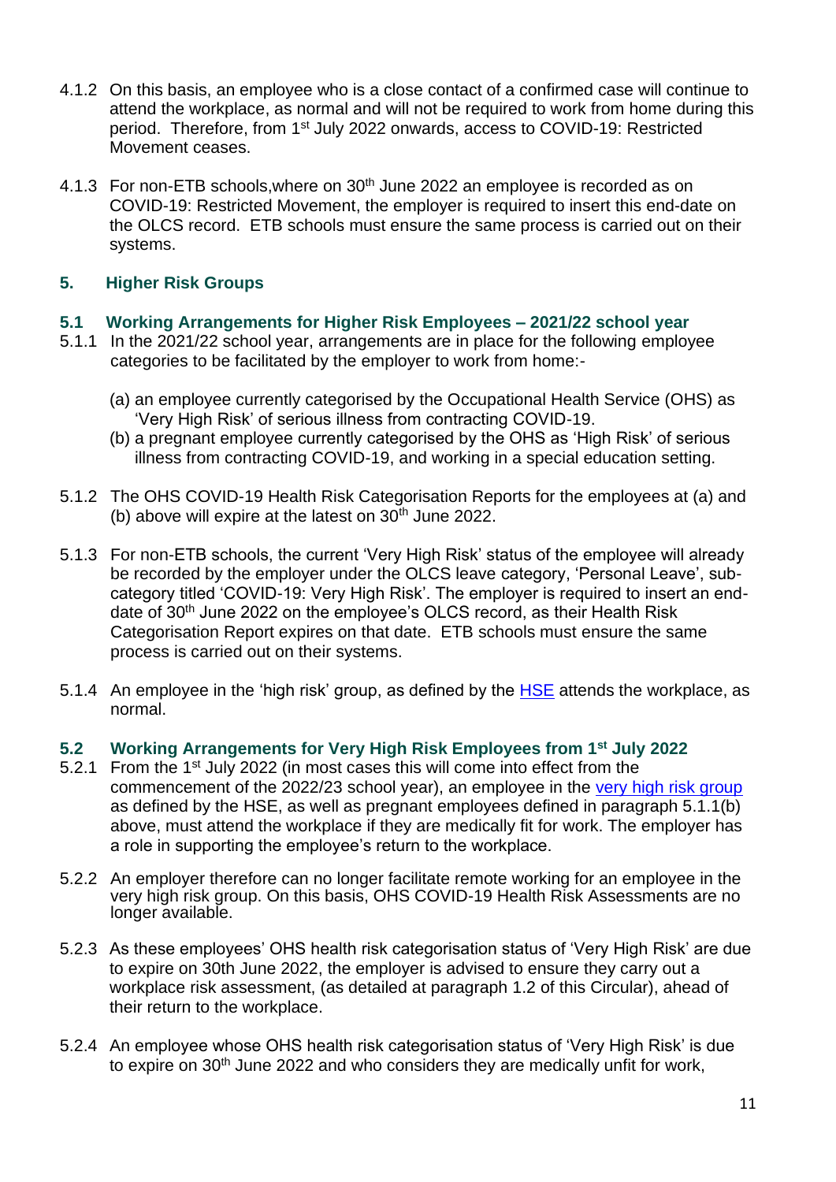4.1.2 On this basis, an employee who is a close contact of a confirmed case will continue to attend the workplace, as normal and will not be required to work from home during this period. Therefore, from 1st July 2022 onwards, access to COVID-19: Restricted Movement ceases.

4.1.3 For non-ETB schools,where on 30th June 2022 an employee is recorded as on COVID-19: Restricted Movement, the employer is required to insert this end-date on the OLCS record. ETB schools must ensure the same process is carried out on their systems.

## 5. Higher Risk Groups

### 5.1 Working Arrangements for Higher Risk Employees – 2021/22 school year

5.1.1 In the 2021/22 school year, arrangements are in place for the following employee categories to be facilitated by the employer to work from home:-

(a) an employee currently categorised by the Occupational Health Service (OHS) as 'Very High Risk' of serious illness from contracting COVID-19.

(b) a pregnant employee currently categorised by the OHS as 'High Risk' of serious illness from contracting COVID-19, and working in a special education setting.

5.1.2 The OHS COVID-19 Health Risk Categorisation Reports for the employees at (a) and (b) above will expire at the latest on 30th June 2022.

5.1.3 For non-ETB schools, the current 'Very High Risk' status of the employee will already be recorded by the employer under the OLCS leave category, 'Personal Leave', sub-category titled 'COVID-19: Very High Risk'. The employer is required to insert an end-date of 30th June 2022 on the employee's OLCS record, as their Health Risk Categorisation Report expires on that date. ETB schools must ensure the same process is carried out on their systems.

5.1.4 An employee in the 'high risk' group, as defined by the HSE attends the workplace, as normal.

### 5.2 Working Arrangements for Very High Risk Employees from 1st July 2022

5.2.1 From the 1st July 2022 (in most cases this will come into effect from the commencement of the 2022/23 school year), an employee in the very high risk group as defined by the HSE, as well as pregnant employees defined in paragraph 5.1.1(b) above, must attend the workplace if they are medically fit for work. The employer has a role in supporting the employee's return to the workplace.

5.2.2 An employer therefore can no longer facilitate remote working for an employee in the very high risk group. On this basis, OHS COVID-19 Health Risk Assessments are no longer available.

5.2.3 As these employees' OHS health risk categorisation status of 'Very High Risk' are due to expire on 30th June 2022, the employer is advised to ensure they carry out a workplace risk assessment, (as detailed at paragraph 1.2 of this Circular), ahead of their return to the workplace.

5.2.4 An employee whose OHS health risk categorisation status of 'Very High Risk' is due to expire on 30th June 2022 and who considers they are medically unfit for work,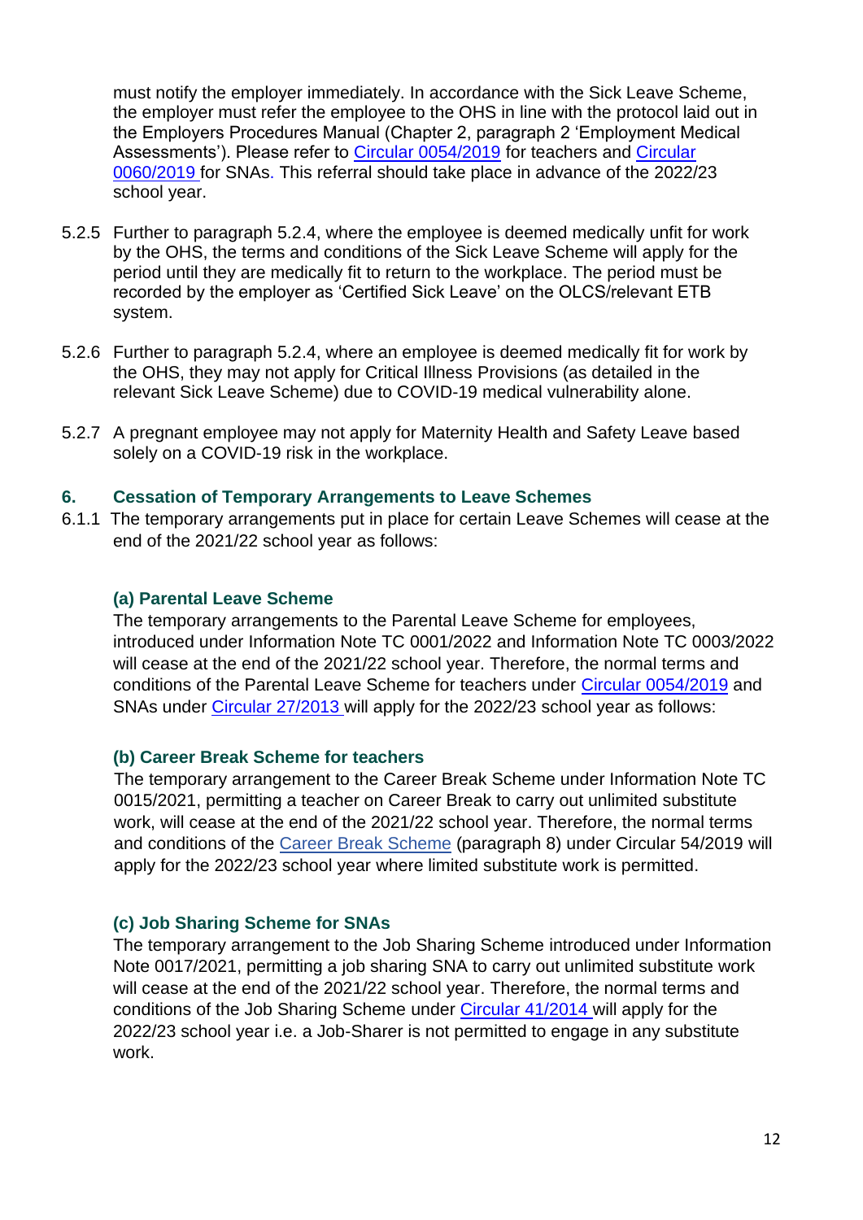must notify the employer immediately. In accordance with the Sick Leave Scheme, the employer must refer the employee to the OHS in line with the protocol laid out in the Employers Procedures Manual (Chapter 2, paragraph 2 'Employment Medical Assessments'). Please refer to [Circular 0054/2019](#) for teachers and [Circular 0060/2019](#) for SNAs. This referral should take place in advance of the 2022/23 school year.

5.2.5 Further to paragraph 5.2.4, where the employee is deemed medically unfit for work by the OHS, the terms and conditions of the Sick Leave Scheme will apply for the period until they are medically fit to return to the workplace. The period must be recorded by the employer as 'Certified Sick Leave' on the OLCS/relevant ETB system.

5.2.6 Further to paragraph 5.2.4, where an employee is deemed medically fit for work by the OHS, they may not apply for Critical Illness Provisions (as detailed in the relevant Sick Leave Scheme) due to COVID-19 medical vulnerability alone.

5.2.7 A pregnant employee may not apply for Maternity Health and Safety Leave based solely on a COVID-19 risk in the workplace.

## 6. Cessation of Temporary Arrangements to Leave Schemes

6.1.1 The temporary arrangements put in place for certain Leave Schemes will cease at the end of the 2021/22 school year as follows:

### (a) Parental Leave Scheme

The temporary arrangements to the Parental Leave Scheme for employees, introduced under Information Note TC 0001/2022 and Information Note TC 0003/2022 will cease at the end of the 2021/22 school year. Therefore, the normal terms and conditions of the Parental Leave Scheme for teachers under [Circular 0054/2019](#) and SNAs under [Circular 27/2013](#) will apply for the 2022/23 school year as follows:

### (b) Career Break Scheme for teachers

The temporary arrangement to the Career Break Scheme under Information Note TC 0015/2021, permitting a teacher on Career Break to carry out unlimited substitute work, will cease at the end of the 2021/22 school year. Therefore, the normal terms and conditions of the [Career Break Scheme](#) (paragraph 8) under Circular 54/2019 will apply for the 2022/23 school year where limited substitute work is permitted.

### (c) Job Sharing Scheme for SNAs

The temporary arrangement to the Job Sharing Scheme introduced under Information Note 0017/2021, permitting a job sharing SNA to carry out unlimited substitute work will cease at the end of the 2021/22 school year. Therefore, the normal terms and conditions of the Job Sharing Scheme under [Circular 41/2014](#) will apply for the 2022/23 school year i.e. a Job-Sharer is not permitted to engage in any substitute work.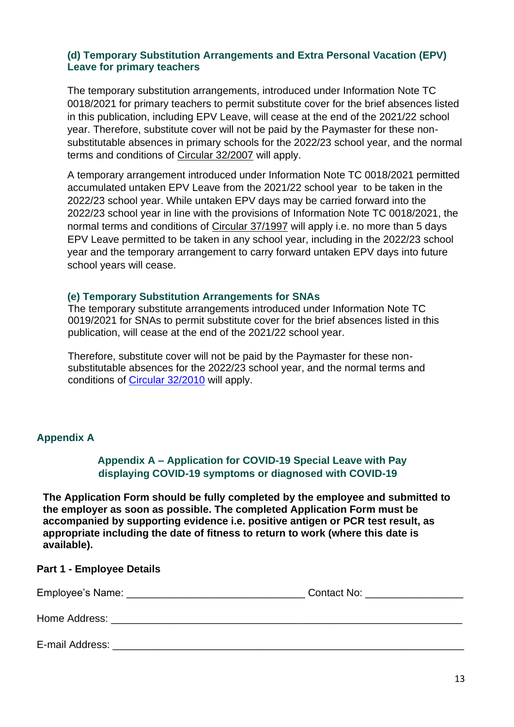### (d) Temporary Substitution Arrangements and Extra Personal Vacation (EPV) Leave for primary teachers

The temporary substitution arrangements, introduced under Information Note TC 0018/2021 for primary teachers to permit substitute cover for the brief absences listed in this publication, including EPV Leave, will cease at the end of the 2021/22 school year. Therefore, substitute cover will not be paid by the Paymaster for these non-substitutable absences in primary schools for the 2022/23 school year, and the normal terms and conditions of Circular 32/2007 will apply.

A temporary arrangement introduced under Information Note TC 0018/2021 permitted accumulated untaken EPV Leave from the 2021/22 school year to be taken in the 2022/23 school year. While untaken EPV days may be carried forward into the 2022/23 school year in line with the provisions of Information Note TC 0018/2021, the normal terms and conditions of Circular 37/1997 will apply i.e. no more than 5 days EPV Leave permitted to be taken in any school year, including in the 2022/23 school year and the temporary arrangement to carry forward untaken EPV days into future school years will cease.

### (e) Temporary Substitution Arrangements for SNAs

The temporary substitute arrangements introduced under Information Note TC 0019/2021 for SNAs to permit substitute cover for the brief absences listed in this publication, will cease at the end of the 2021/22 school year.

Therefore, substitute cover will not be paid by the Paymaster for these non-substitutable absences for the 2022/23 school year, and the normal terms and conditions of Circular 32/2010 will apply.

## Appendix A

### Appendix A – Application for COVID-19 Special Leave with Pay displaying COVID-19 symptoms or diagnosed with COVID-19

**The Application Form should be fully completed by the employee and submitted to the employer as soon as possible. The completed Application Form must be accompanied by supporting evidence i.e. positive antigen or PCR test result, as appropriate including the date of fitness to return to work (where this date is available).**

**Part 1 - Employee Details**

Employee's Name: ______________________________ Contact No: ________________

Home Address: ____________________________________________________________

E-mail Address: ____________________________________________________________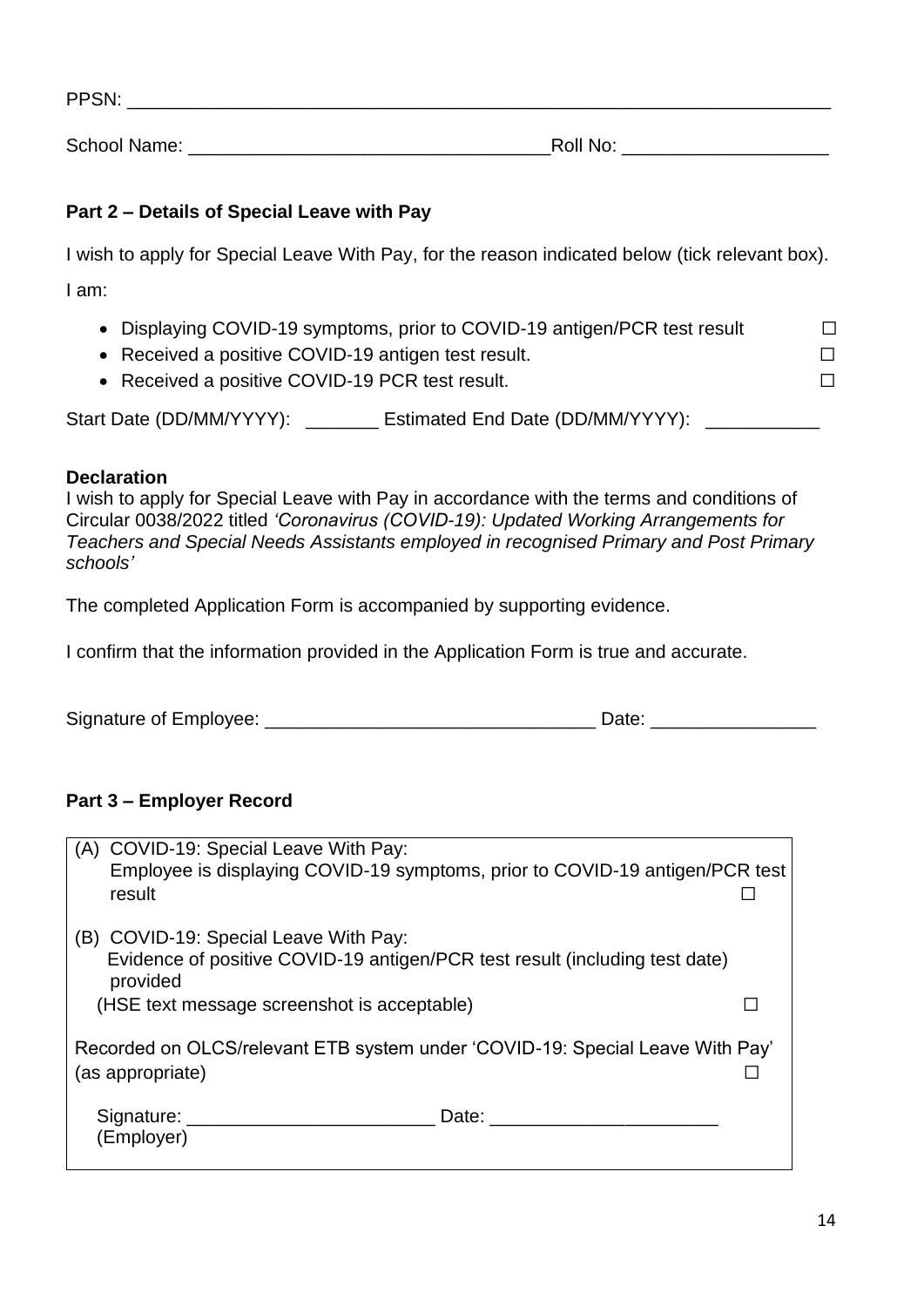PPSN: ________________________________________________________________________

School Name: ___________________________________Roll No: ___________________

**Part 2 – Details of Special Leave with Pay**

I wish to apply for Special Leave With Pay, for the reason indicated below (tick relevant box).

I am:

- Displaying COVID-19 symptoms, prior to COVID-19 antigen/PCR test result ☐
- Received a positive COVID-19 antigen test result. ☐
- Received a positive COVID-19 PCR test result. ☐

Start Date (DD/MM/YYYY): _______ Estimated End Date (DD/MM/YYYY): ___________

**Declaration**
I wish to apply for Special Leave with Pay in accordance with the terms and conditions of Circular 0038/2022 titled *'Coronavirus (COVID-19): Updated Working Arrangements for Teachers and Special Needs Assistants employed in recognised Primary and Post Primary schools'*

The completed Application Form is accompanied by supporting evidence.

I confirm that the information provided in the Application Form is true and accurate.

Signature of Employee: ________________________________ Date: ________________

**Part 3 – Employer Record**

(A) COVID-19: Special Leave With Pay:
Employee is displaying COVID-19 symptoms, prior to COVID-19 antigen/PCR test result ☐

(B) COVID-19: Special Leave With Pay:
Evidence of positive COVID-19 antigen/PCR test result (including test date) provided
(HSE text message screenshot is acceptable) ☐

Recorded on OLCS/relevant ETB system under 'COVID-19: Special Leave With Pay' (as appropriate) ☐

Signature: ________________________ Date: ______________________
(Employer)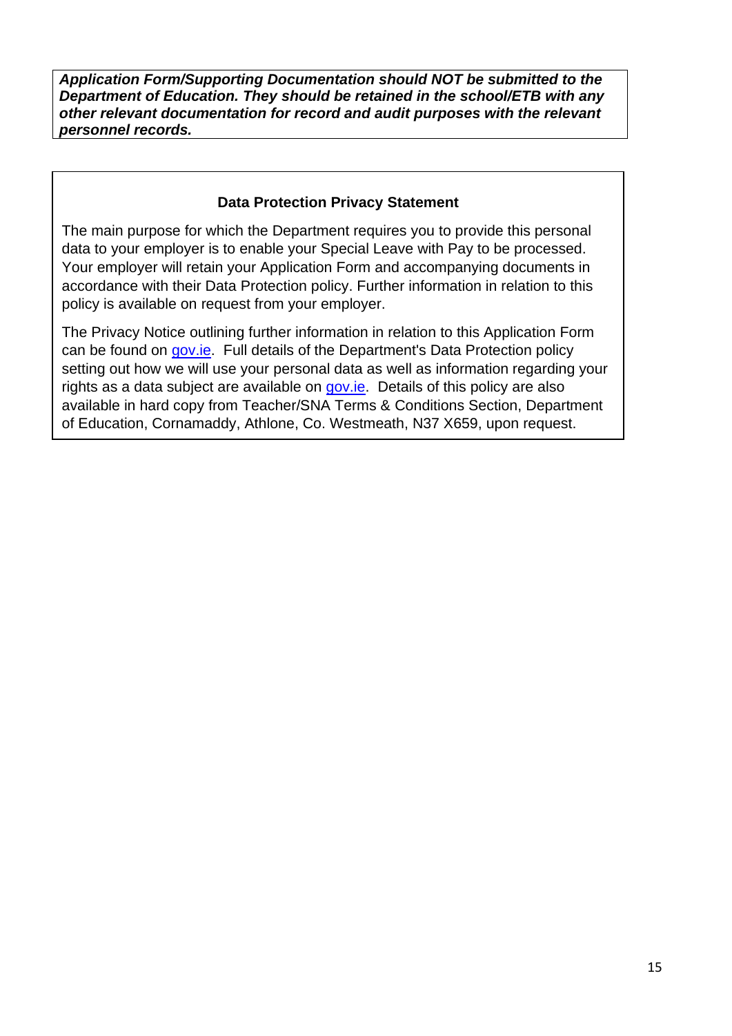***Application Form/Supporting Documentation should NOT be submitted to the Department of Education. They should be retained in the school/ETB with any other relevant documentation for record and audit purposes with the relevant personnel records.***

**Data Protection Privacy Statement**

The main purpose for which the Department requires you to provide this personal data to your employer is to enable your Special Leave with Pay to be processed. Your employer will retain your Application Form and accompanying documents in accordance with their Data Protection policy. Further information in relation to this policy is available on request from your employer.

The Privacy Notice outlining further information in relation to this Application Form can be found on gov.ie. Full details of the Department's Data Protection policy setting out how we will use your personal data as well as information regarding your rights as a data subject are available on gov.ie. Details of this policy are also available in hard copy from Teacher/SNA Terms & Conditions Section, Department of Education, Cornamaddy, Athlone, Co. Westmeath, N37 X659, upon request.